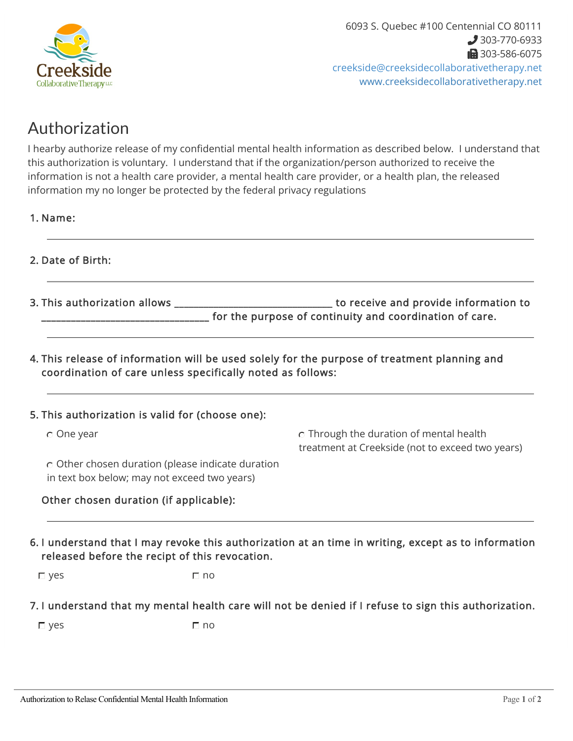Creekside Collaborative Therapy LLC

6093 S. Quebec #100 Centennial CO 80111
303-770-6933
303-586-6075
creekside@creeksidecollaborativetherapy.net
www.creeksidecollaborativetherapy.net

# Authorization

I hearby authorize release of my confidential mental health information as described below. I understand that this authorization is voluntary. I understand that if the organization/person authorized to receive the information is not a health care provider, a mental health care provider, or a health plan, the released information my no longer be protected by the federal privacy regulations

1. **Name:**

_______________________________________________

2. **Date of Birth:**

_______________________________________________

3. **This authorization allows _______________________________ to receive and provide information to _________________________________ for the purpose of continuity and coordination of care.**

_______________________________________________

4. **This release of information will be used solely for the purpose of treatment planning and coordination of care unless specifically noted as follows:**

_______________________________________________

5. **This authorization is valid for (choose one):**

   - ○ One year
   - ○ Through the duration of mental health treatment at Creekside (not to exceed two years)
   - ○ Other chosen duration (please indicate duration in text box below; may not exceed two years)

   **Other chosen duration (if applicable):**

_______________________________________________

6. **I understand that I may revoke this authorization at an time in writing, except as to information released before the recipt of this revocation.**

   ☐ yes ☐ no

7. **I understand that my mental health care will not be denied if I refuse to sign this authorization.**

   ☐ yes ☐ no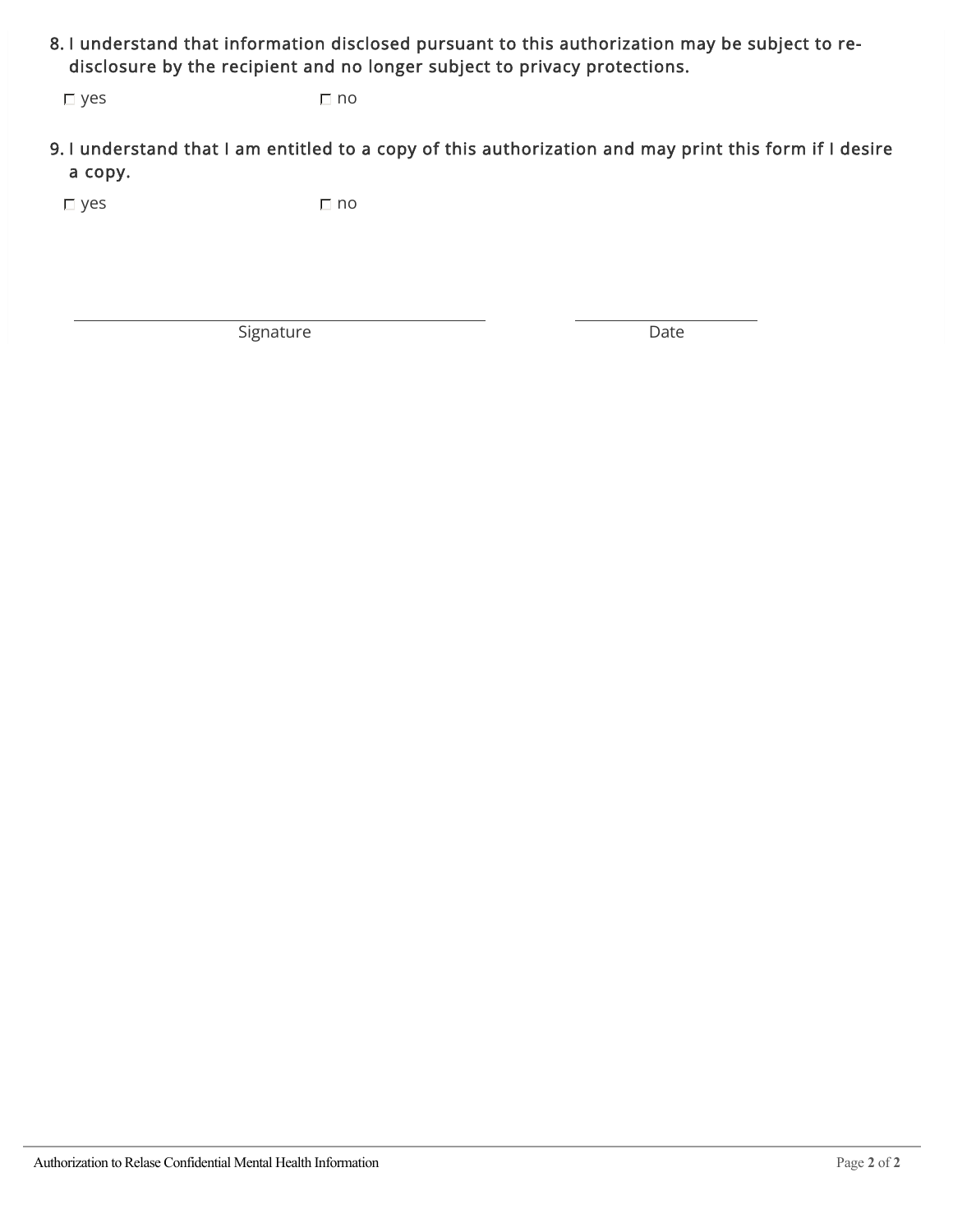8. I understand that information disclosed pursuant to this authorization may be subject to re-disclosure by the recipient and no longer subject to privacy protections.

   ☐ yes ☐ no

9. I understand that I am entitled to a copy of this authorization and may print this form if I desire a copy.

   ☐ yes ☐ no

______________________________ ______________

Signature Date